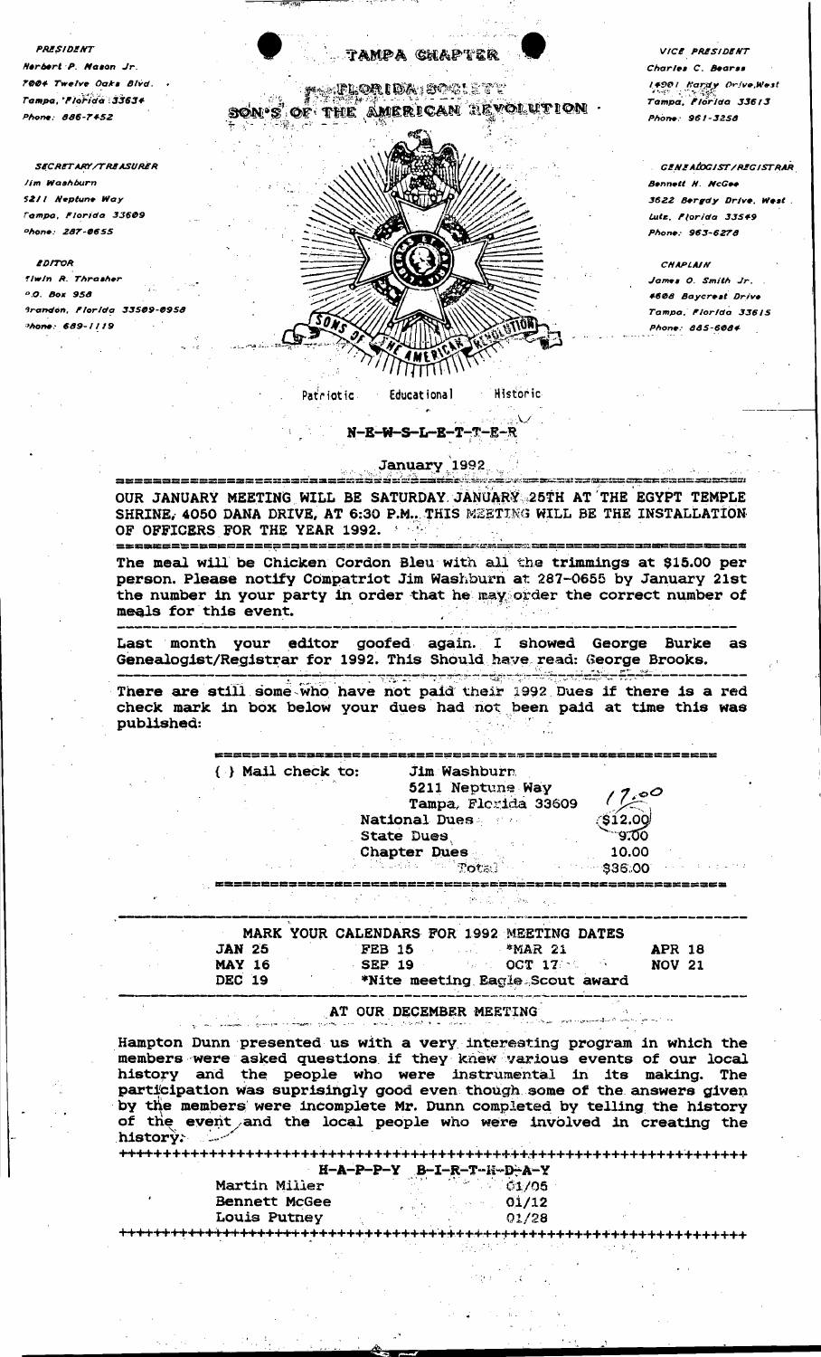PRESIDENT
Herbert P. Mason Jr.
7004 Twelve Oaks Blvd.
Tampa, Florida 33634
Phone: 886-7452

SECRETARY/TREASURER
Jim Washburn
5211 Neptune Way
Tampa, Florida 33609
Phone: 287-0655

EDITOR
Elwin R. Thrasher
P.O. Box 958
Brandon, Florida 33509-0958
Phone: 689-1119

VICE PRESIDENT
Charles C. Bearss
14901 Hardy Drive, West
Tampa, Florida 33613
Phone: 961-3258

GENEALOGIST/REGISTRAR
Bennett H. McGee
3622 Bergdy Drive, West
Lutz, Florida 33549
Phone: 963-6278

CHAPLAIN
James O. Smith Jr.
4608 Baycrest Drive
Tampa, Florida 33615
Phone: 885-6084

# TAMPA CHAPTER
## FLORIDA SOCIETY
## SON'S OF THE AMERICAN REVOLUTION

SONS OF THE AMERICAN REVOLUTION

Patriotic Educational Historic

## N-E-W-S-L-E-T-T-E-R

January 1992

**OUR JANUARY MEETING WILL BE SATURDAY JANUARY 25TH AT THE EGYPT TEMPLE SHRINE, 4050 DANA DRIVE, AT 6:30 P.M. THIS MEETING WILL BE THE INSTALLATION OF OFFICERS FOR THE YEAR 1992.**

The meal will be Chicken Cordon Bleu with all the trimmings at $15.00 per person. Please notify Compatriot Jim Washburn at 287-0655 by January 21st the number in your party in order that he may order the correct number of meals for this event.

Last month your editor goofed again. I showed George Burke as Genealogist/Registrar for 1992. This Should have read: George Brooks.

There are still some who have not paid their 1992 Dues if there is a red check mark in box below your dues had not been paid at time this was published:

( ) Mail check to: Jim Washburn
5211 Neptune Way
Tampa, Florida 33609

| | |
|---|---|
| National Dues | $12.00 (17.00) |
| State Dues | 9.00 |
| Chapter Dues | 10.00 |
| Total | $36.00 |

**MARK YOUR CALENDARS FOR 1992 MEETING DATES**

| | | | |
|---|---|---|---|
| JAN 25 | FEB 15 | *MAR 21 | APR 18 |
| MAY 16 | SEP 19 | OCT 17 | NOV 21 |
| DEC 19 | *Nite meeting Eagle Scout award | | |

**AT OUR DECEMBER MEETING**

Hampton Dunn presented us with a very interesting program in which the members were asked questions if they knew various events of our local history and the people who were instrumental in its making. The participation was suprisingly good even though some of the answers given by the members were incomplete Mr. Dunn completed by telling the history of the event and the local people who were involved in creating the history.

**H-A-P-P-Y B-I-R-T-H-D-A-Y**

| | |
|---|---|
| Martin Miller | 01/05 |
| Bennett McGee | 01/12 |
| Louis Putney | 01/28 |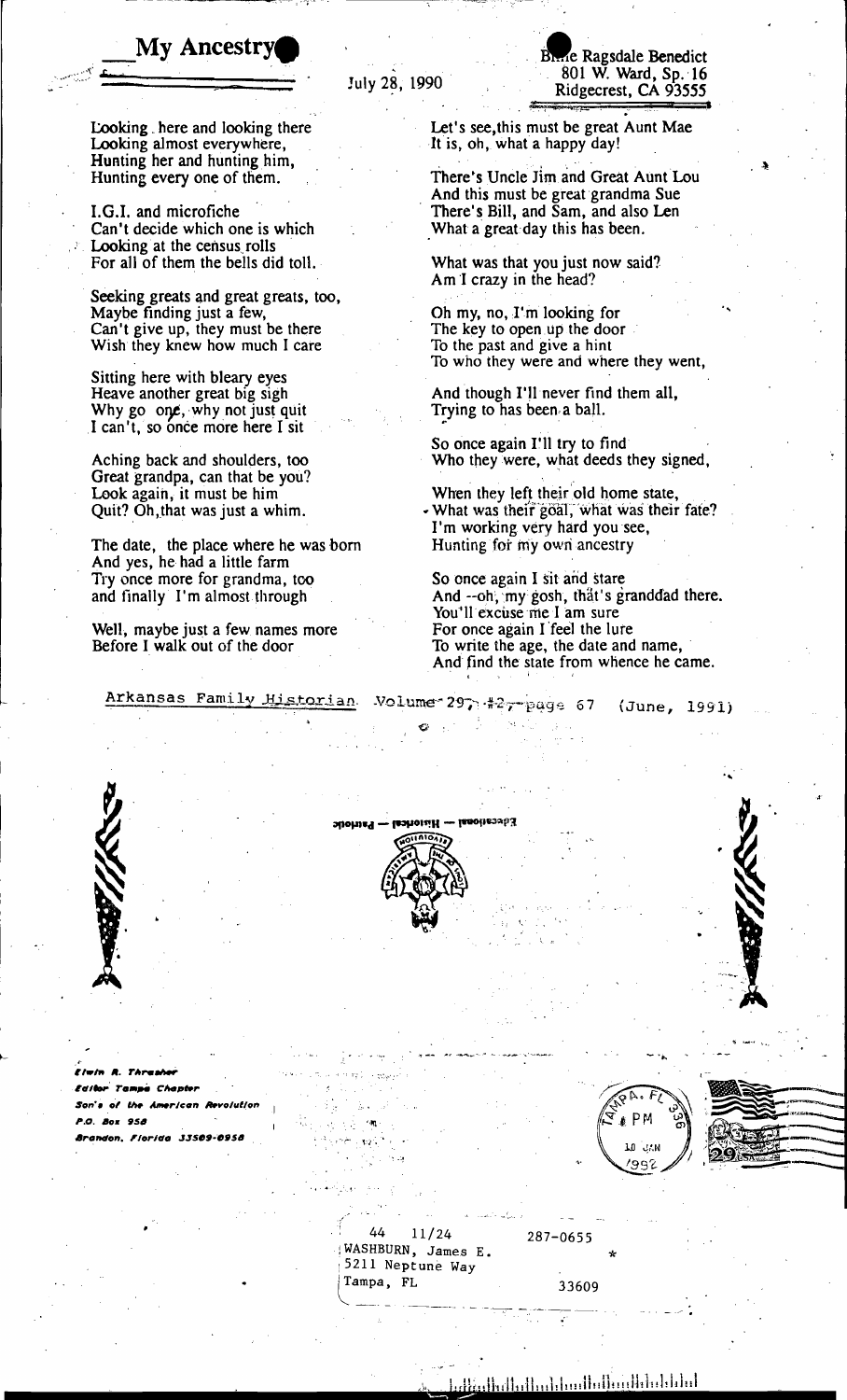# My Ancestry

July 28, 1990

Billie Ragsdale Benedict
801 W. Ward, Sp. 16
Ridgecrest, CA 93555

Looking here and looking there
Looking almost everywhere,
Hunting her and hunting him,
Hunting every one of them.

I.G.I. and microfiche
Can't decide which one is which
Looking at the census rolls
For all of them the bells did toll.

Seeking greats and great greats, too,
Maybe finding just a few,
Can't give up, they must be there
Wish they knew how much I care

Sitting here with bleary eyes
Heave another great big sigh
Why go one, why not just quit
I can't, so once more here I sit

Aching back and shoulders, too
Great grandpa, can that be you?
Look again, it must be him
Quit? Oh, that was just a whim.

The date, the place where he was born
And yes, he had a little farm
Try once more for grandma, too
and finally I'm almost through

Well, maybe just a few names more
Before I walk out of the door

Let's see, this must be great Aunt Mae
It is, oh, what a happy day!

There's Uncle Jim and Great Aunt Lou
And this must be great grandma Sue
There's Bill, and Sam, and also Len
What a great day this has been.

What was that you just now said?
Am I crazy in the head?

Oh my, no, I'm looking for
The key to open up the door
To the past and give a hint
To who they were and where they went,

And though I'll never find them all,
Trying to has been a ball.

So once again I'll try to find
Who they were, what deeds they signed,

When they left their old home state,
What was their goal, what was their fate?
I'm working very hard you see,
Hunting for my own ancestry

So once again I sit and stare
And --oh, my gosh, that's granddad there.
You'll excuse me I am sure
For once again I feel the lure
To write the age, the date and name,
And find the state from whence he came.

Arkansas Family Historian Volume 29, #2, page 67 (June, 1991)

Elwin R. Thrasher
Editor Tampa Chapter
Son's of the American Revolution
P.O. Box 958
Brandon, Florida 33509-0958

TAMPA, FL 336
PM
10 JAN
1992

44 11/24 287-0655
WASHBURN, James E.
5211 Neptune Way
Tampa, FL 33609